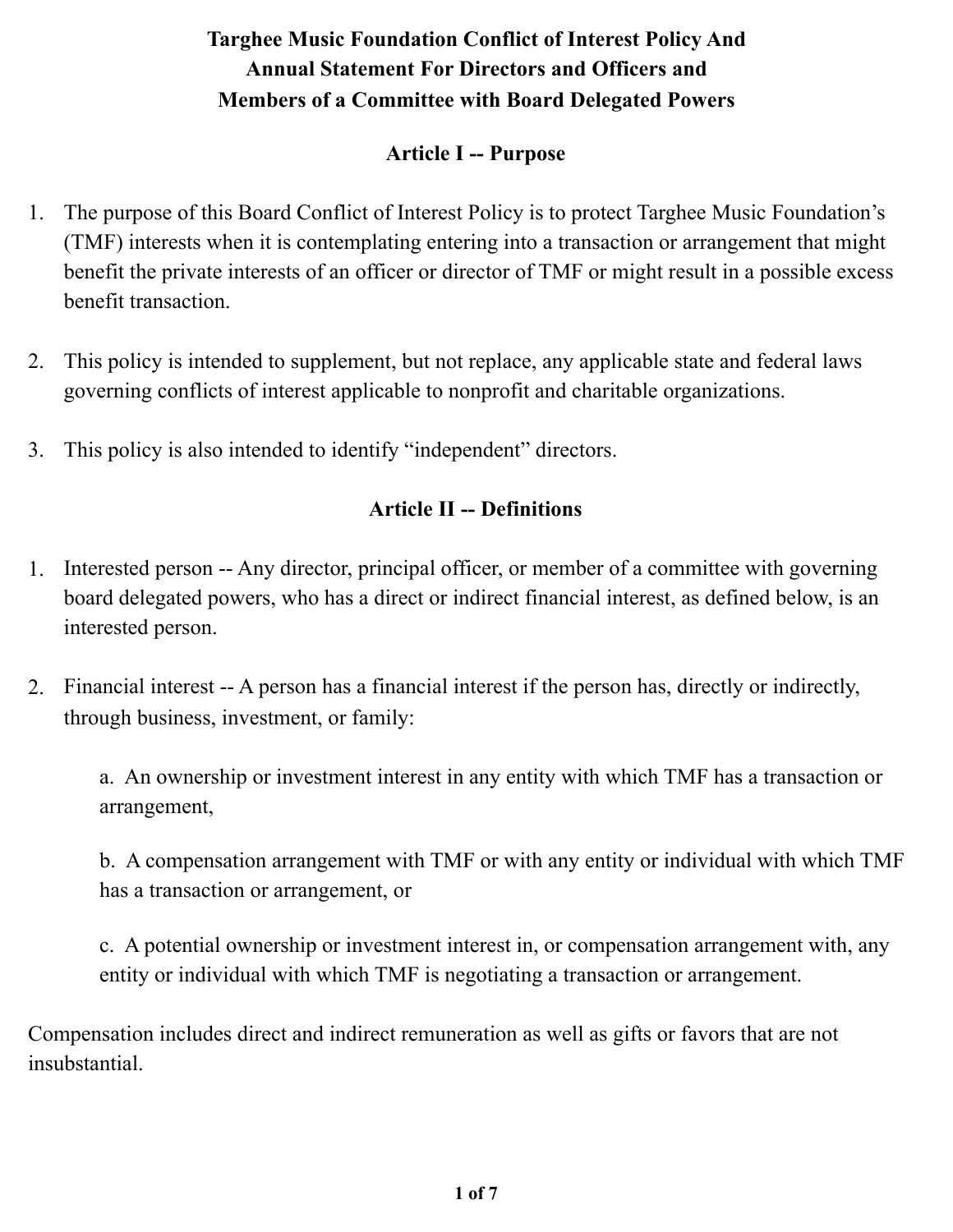# Targhee Music Foundation Conflict of Interest Policy And Annual Statement For Directors and Officers and Members of a Committee with Board Delegated Powers

## Article I -- Purpose

1. The purpose of this Board Conflict of Interest Policy is to protect Targhee Music Foundation's (TMF) interests when it is contemplating entering into a transaction or arrangement that might benefit the private interests of an officer or director of TMF or might result in a possible excess benefit transaction.

2. This policy is intended to supplement, but not replace, any applicable state and federal laws governing conflicts of interest applicable to nonprofit and charitable organizations.

3. This policy is also intended to identify "independent" directors.

## Article II -- Definitions

1. Interested person -- Any director, principal officer, or member of a committee with governing board delegated powers, who has a direct or indirect financial interest, as defined below, is an interested person.

2. Financial interest -- A person has a financial interest if the person has, directly or indirectly, through business, investment, or family:

   a. An ownership or investment interest in any entity with which TMF has a transaction or arrangement,

   b. A compensation arrangement with TMF or with any entity or individual with which TMF has a transaction or arrangement, or

   c. A potential ownership or investment interest in, or compensation arrangement with, any entity or individual with which TMF is negotiating a transaction or arrangement.

Compensation includes direct and indirect remuneration as well as gifts or favors that are not insubstantial.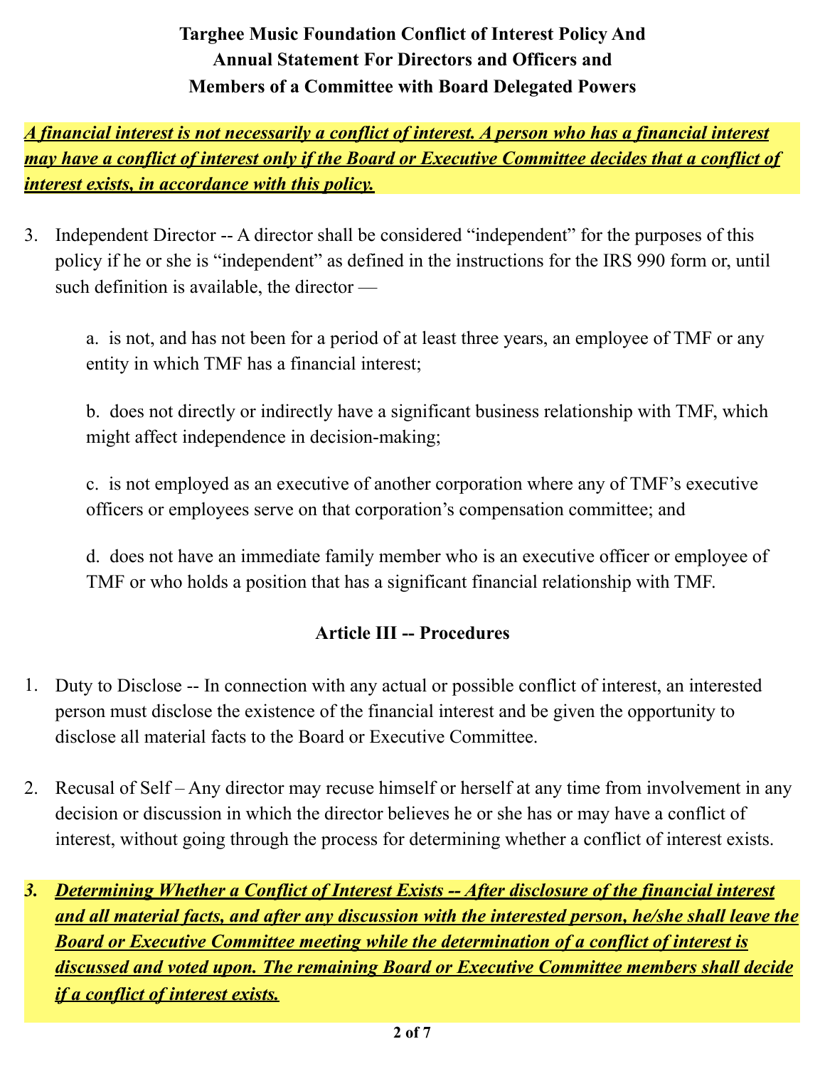**Targhee Music Foundation Conflict of Interest Policy And Annual Statement For Directors and Officers and Members of a Committee with Board Delegated Powers**

***<u>A financial interest is not necessarily a conflict of interest. A person who has a financial interest may have a conflict of interest only if the Board or Executive Committee decides that a conflict of interest exists, in accordance with this policy.</u>***

3. Independent Director -- A director shall be considered "independent" for the purposes of this policy if he or she is "independent" as defined in the instructions for the IRS 990 form or, until such definition is available, the director —

   a. is not, and has not been for a period of at least three years, an employee of TMF or any entity in which TMF has a financial interest;

   b. does not directly or indirectly have a significant business relationship with TMF, which might affect independence in decision-making;

   c. is not employed as an executive of another corporation where any of TMF's executive officers or employees serve on that corporation's compensation committee; and

   d. does not have an immediate family member who is an executive officer or employee of TMF or who holds a position that has a significant financial relationship with TMF.

## Article III -- Procedures

1. Duty to Disclose -- In connection with any actual or possible conflict of interest, an interested person must disclose the existence of the financial interest and be given the opportunity to disclose all material facts to the Board or Executive Committee.

2. Recusal of Self – Any director may recuse himself or herself at any time from involvement in any decision or discussion in which the director believes he or she has or may have a conflict of interest, without going through the process for determining whether a conflict of interest exists.

3. ***<u>Determining Whether a Conflict of Interest Exists -- After disclosure of the financial interest and all material facts, and after any discussion with the interested person, he/she shall leave the Board or Executive Committee meeting while the determination of a conflict of interest is discussed and voted upon. The remaining Board or Executive Committee members shall decide if a conflict of interest exists.</u>***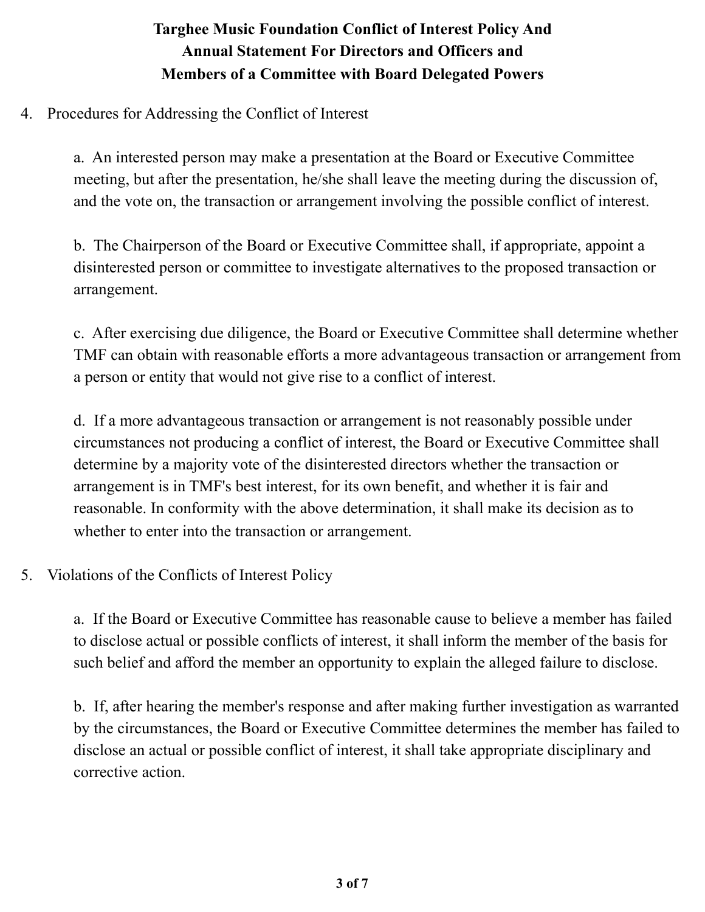4. Procedures for Addressing the Conflict of Interest

   a. An interested person may make a presentation at the Board or Executive Committee meeting, but after the presentation, he/she shall leave the meeting during the discussion of, and the vote on, the transaction or arrangement involving the possible conflict of interest.

   b. The Chairperson of the Board or Executive Committee shall, if appropriate, appoint a disinterested person or committee to investigate alternatives to the proposed transaction or arrangement.

   c. After exercising due diligence, the Board or Executive Committee shall determine whether TMF can obtain with reasonable efforts a more advantageous transaction or arrangement from a person or entity that would not give rise to a conflict of interest.

   d. If a more advantageous transaction or arrangement is not reasonably possible under circumstances not producing a conflict of interest, the Board or Executive Committee shall determine by a majority vote of the disinterested directors whether the transaction or arrangement is in TMF's best interest, for its own benefit, and whether it is fair and reasonable. In conformity with the above determination, it shall make its decision as to whether to enter into the transaction or arrangement.

5. Violations of the Conflicts of Interest Policy

   a. If the Board or Executive Committee has reasonable cause to believe a member has failed to disclose actual or possible conflicts of interest, it shall inform the member of the basis for such belief and afford the member an opportunity to explain the alleged failure to disclose.

   b. If, after hearing the member's response and after making further investigation as warranted by the circumstances, the Board or Executive Committee determines the member has failed to disclose an actual or possible conflict of interest, it shall take appropriate disciplinary and corrective action.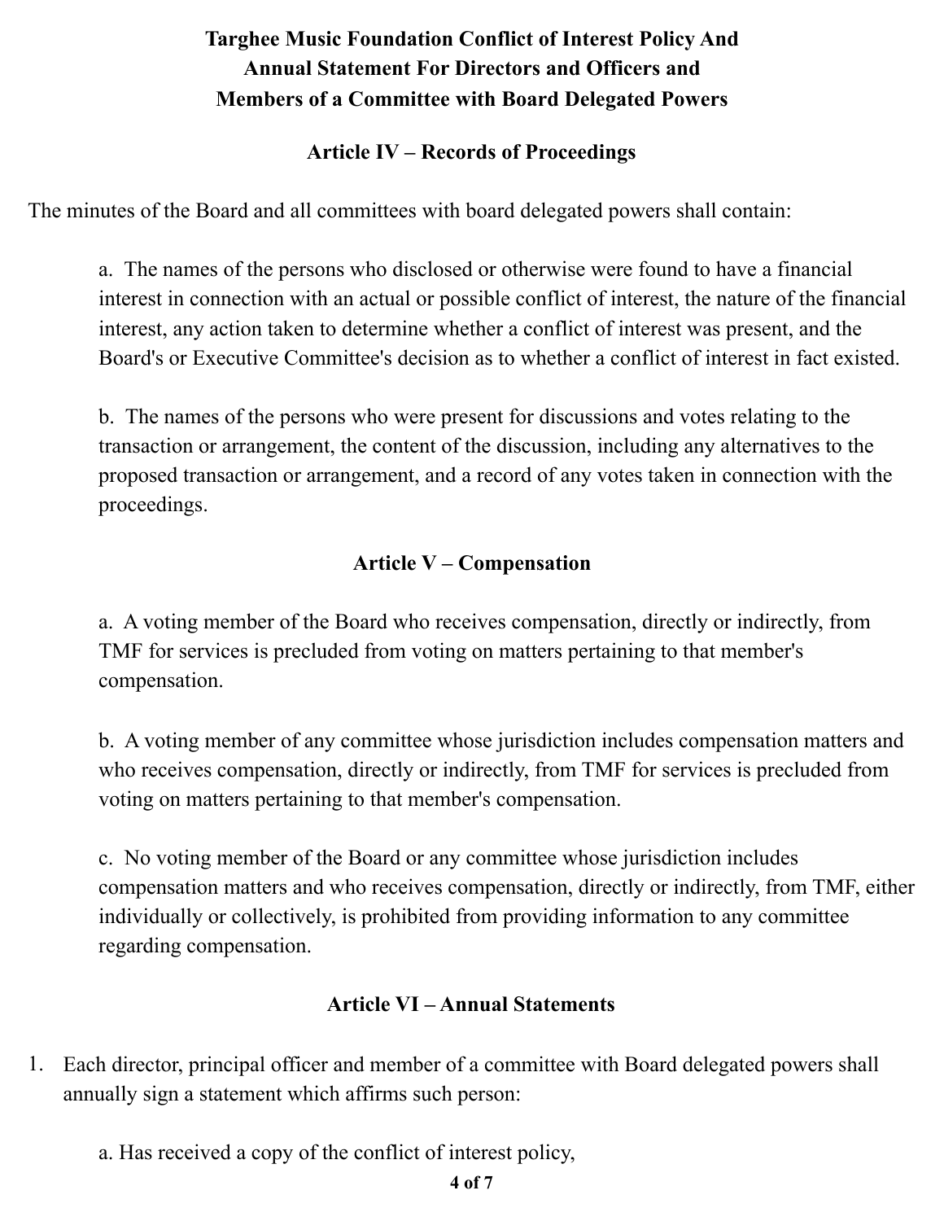**Targhee Music Foundation Conflict of Interest Policy And Annual Statement For Directors and Officers and Members of a Committee with Board Delegated Powers**

## Article IV – Records of Proceedings

The minutes of the Board and all committees with board delegated powers shall contain:

a. The names of the persons who disclosed or otherwise were found to have a financial interest in connection with an actual or possible conflict of interest, the nature of the financial interest, any action taken to determine whether a conflict of interest was present, and the Board's or Executive Committee's decision as to whether a conflict of interest in fact existed.

b. The names of the persons who were present for discussions and votes relating to the transaction or arrangement, the content of the discussion, including any alternatives to the proposed transaction or arrangement, and a record of any votes taken in connection with the proceedings.

## Article V – Compensation

a. A voting member of the Board who receives compensation, directly or indirectly, from TMF for services is precluded from voting on matters pertaining to that member's compensation.

b. A voting member of any committee whose jurisdiction includes compensation matters and who receives compensation, directly or indirectly, from TMF for services is precluded from voting on matters pertaining to that member's compensation.

c. No voting member of the Board or any committee whose jurisdiction includes compensation matters and who receives compensation, directly or indirectly, from TMF, either individually or collectively, is prohibited from providing information to any committee regarding compensation.

## Article VI – Annual Statements

1. Each director, principal officer and member of a committee with Board delegated powers shall annually sign a statement which affirms such person:

   a. Has received a copy of the conflict of interest policy,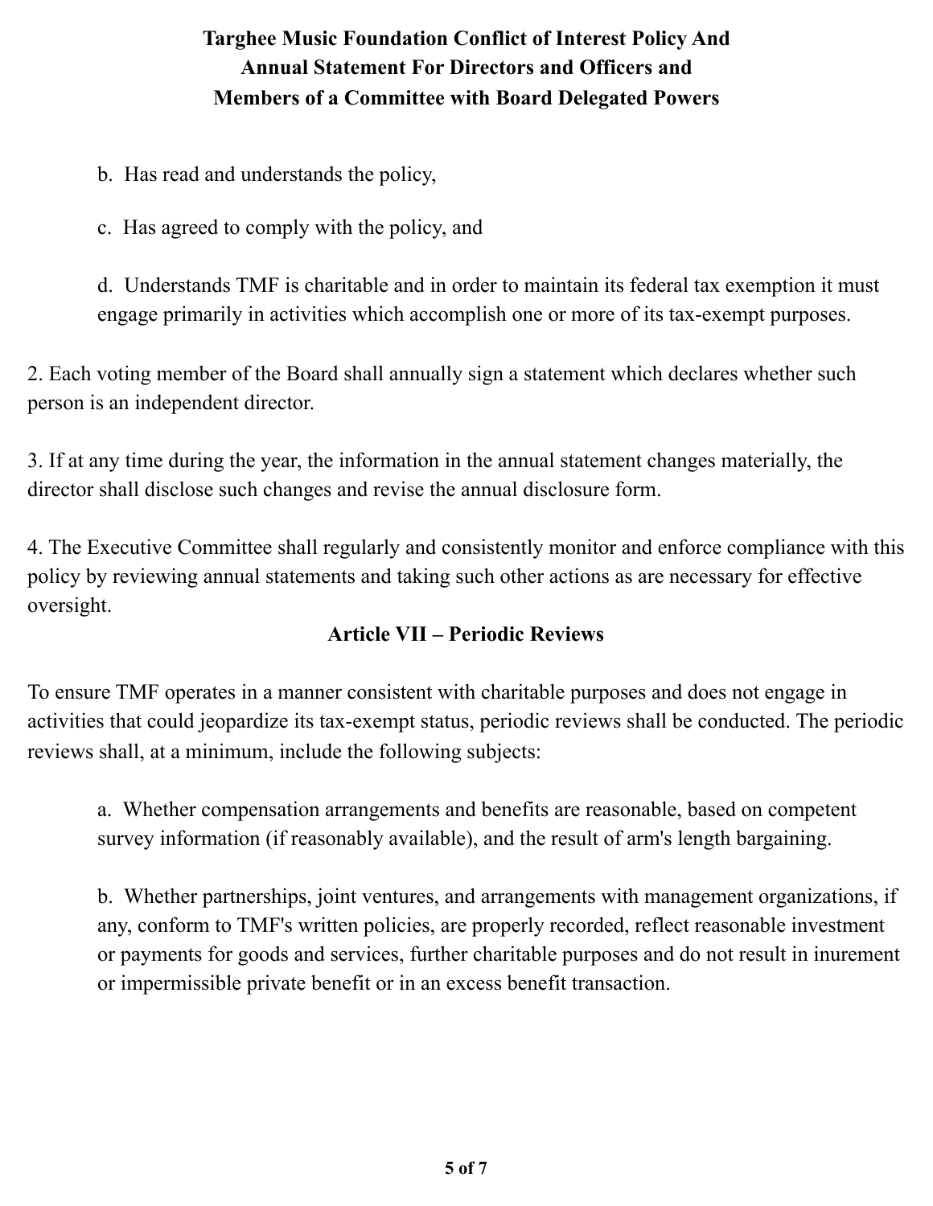b. Has read and understands the policy,

c. Has agreed to comply with the policy, and

d. Understands TMF is charitable and in order to maintain its federal tax exemption it must engage primarily in activities which accomplish one or more of its tax-exempt purposes.

2. Each voting member of the Board shall annually sign a statement which declares whether such person is an independent director.

3. If at any time during the year, the information in the annual statement changes materially, the director shall disclose such changes and revise the annual disclosure form.

4. The Executive Committee shall regularly and consistently monitor and enforce compliance with this policy by reviewing annual statements and taking such other actions as are necessary for effective oversight.

## Article VII – Periodic Reviews

To ensure TMF operates in a manner consistent with charitable purposes and does not engage in activities that could jeopardize its tax-exempt status, periodic reviews shall be conducted. The periodic reviews shall, at a minimum, include the following subjects:

a. Whether compensation arrangements and benefits are reasonable, based on competent survey information (if reasonably available), and the result of arm's length bargaining.

b. Whether partnerships, joint ventures, and arrangements with management organizations, if any, conform to TMF's written policies, are properly recorded, reflect reasonable investment or payments for goods and services, further charitable purposes and do not result in inurement or impermissible private benefit or in an excess benefit transaction.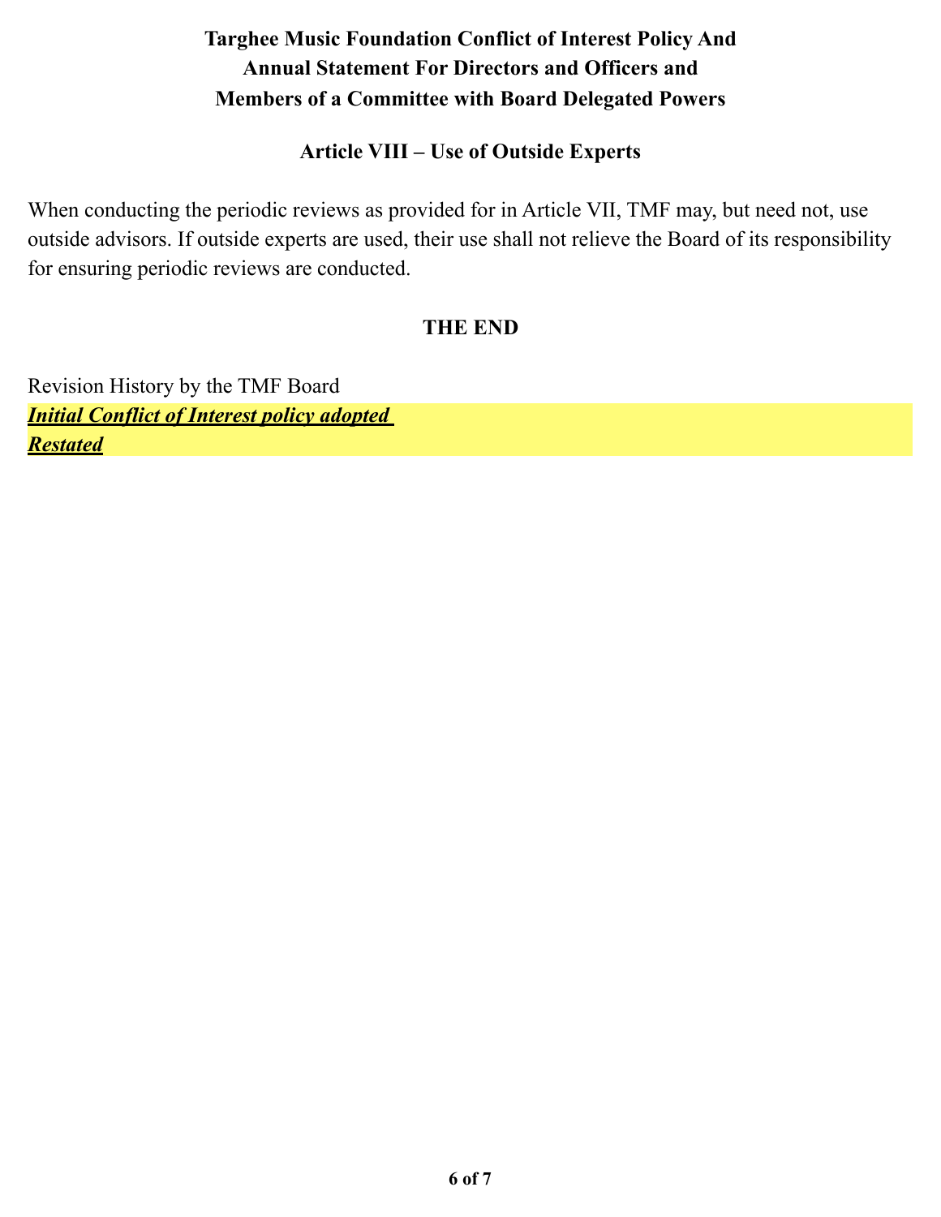**Targhee Music Foundation Conflict of Interest Policy And Annual Statement For Directors and Officers and Members of a Committee with Board Delegated Powers**

## Article VIII – Use of Outside Experts

When conducting the periodic reviews as provided for in Article VII, TMF may, but need not, use outside advisors. If outside experts are used, their use shall not relieve the Board of its responsibility for ensuring periodic reviews are conducted.

**THE END**

Revision History by the TMF Board

***Initial Conflict of Interest policy adopted***

***Restated***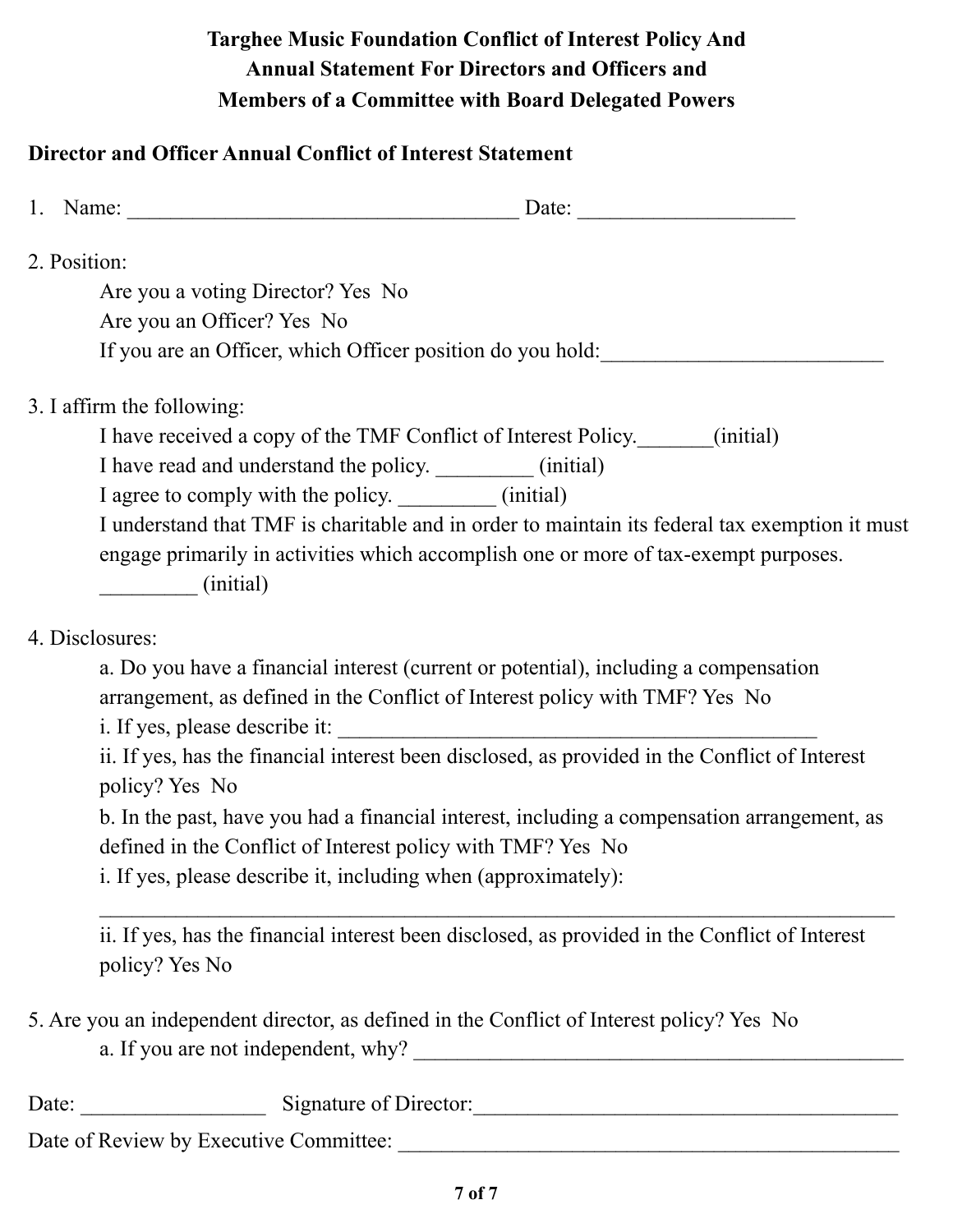**Targhee Music Foundation Conflict of Interest Policy And Annual Statement For Directors and Officers and Members of a Committee with Board Delegated Powers**

**Director and Officer Annual Conflict of Interest Statement**

1. Name: ____________________________________ Date: ____________________

2. Position:

   Are you a voting Director? Yes  No

   Are you an Officer? Yes  No

   If you are an Officer, which Officer position do you hold:__________________________

3. I affirm the following:

   I have received a copy of the TMF Conflict of Interest Policy._______(initial)

   I have read and understand the policy. _________ (initial)

   I agree to comply with the policy. _________ (initial)

   I understand that TMF is charitable and in order to maintain its federal tax exemption it must engage primarily in activities which accomplish one or more of tax-exempt purposes. _________ (initial)

4. Disclosures:

   a. Do you have a financial interest (current or potential), including a compensation arrangement, as defined in the Conflict of Interest policy with TMF? Yes  No

   i. If yes, please describe it: _____________________________________________

   ii. If yes, has the financial interest been disclosed, as provided in the Conflict of Interest policy? Yes  No

   b. In the past, have you had a financial interest, including a compensation arrangement, as defined in the Conflict of Interest policy with TMF? Yes  No

   i. If yes, please describe it, including when (approximately):

   ___________________________________________________________________________

   ii. If yes, has the financial interest been disclosed, as provided in the Conflict of Interest policy? Yes No

5. Are you an independent director, as defined in the Conflict of Interest policy? Yes  No

   a. If you are not independent, why? ______________________________________________

Date: _________________  Signature of Director:________________________________________

Date of Review by Executive Committee: ______________________________________________